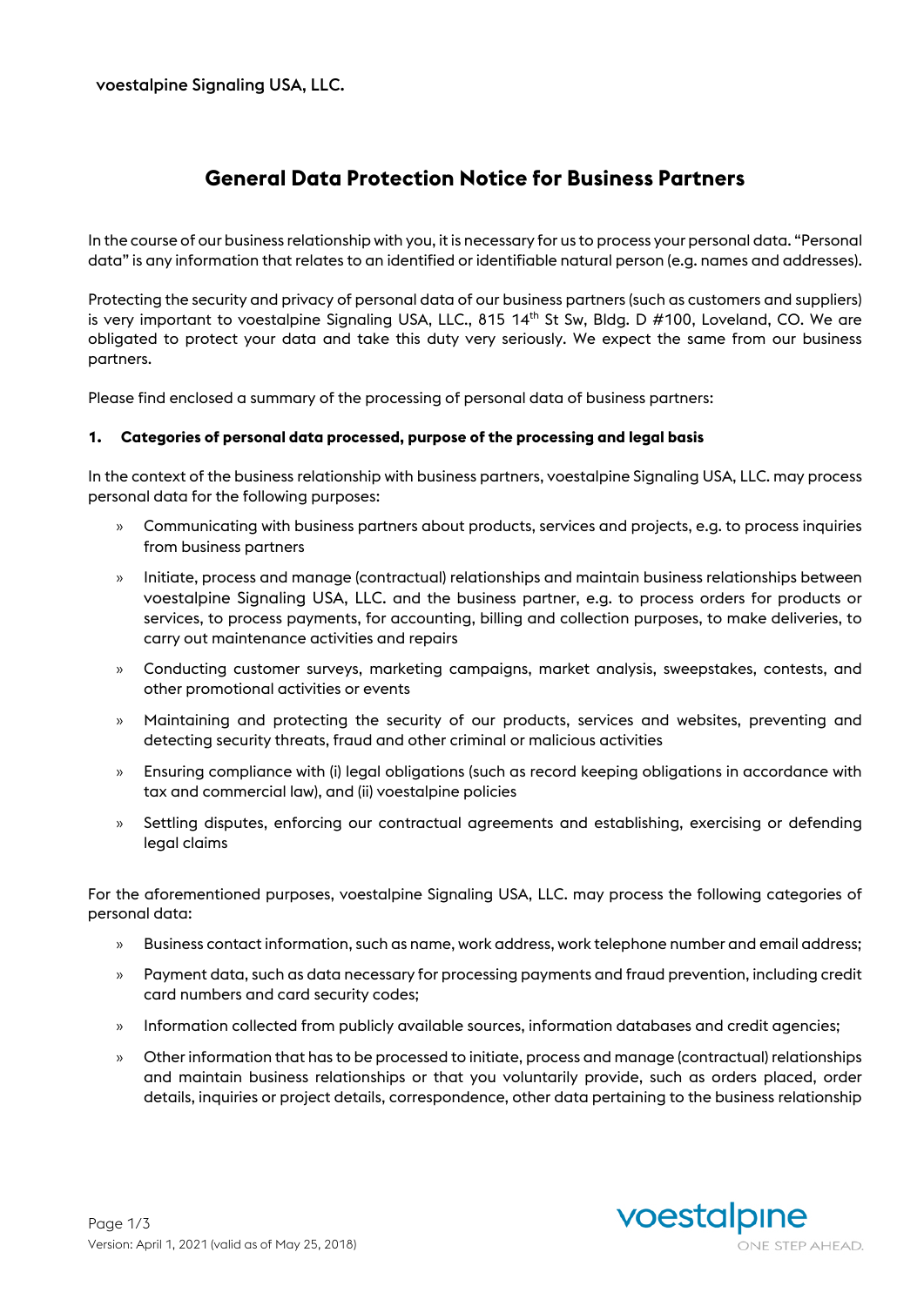voestalpine Signaling USA, LLC.

# General Data Protection Notice for Business Partners

In the course of our business relationship with you, it is necessary for us to process your personal data. "Personal data" is any information that relates to an identified or identifiable natural person (e.g. names and addresses).

Protecting the security and privacy of personal data of our business partners (such as customers and suppliers) is very important to voestalpine Signaling USA, LLC., 815 14th St Sw, Bldg. D #100, Loveland, CO. We are obligated to protect your data and take this duty very seriously. We expect the same from our business partners.

Please find enclosed a summary of the processing of personal data of business partners:

### 1. Categories of personal data processed, purpose of the processing and legal basis

In the context of the business relationship with business partners, voestalpine Signaling USA, LLC. may process personal data for the following purposes:

- Communicating with business partners about products, services and projects, e.g. to process inquiries from business partners
- Initiate, process and manage (contractual) relationships and maintain business relationships between voestalpine Signaling USA, LLC. and the business partner, e.g. to process orders for products or services, to process payments, for accounting, billing and collection purposes, to make deliveries, to carry out maintenance activities and repairs
- Conducting customer surveys, marketing campaigns, market analysis, sweepstakes, contests, and other promotional activities or events
- Maintaining and protecting the security of our products, services and websites, preventing and detecting security threats, fraud and other criminal or malicious activities
- Ensuring compliance with (i) legal obligations (such as record keeping obligations in accordance with tax and commercial law), and (ii) voestalpine policies
- Settling disputes, enforcing our contractual agreements and establishing, exercising or defending legal claims

For the aforementioned purposes, voestalpine Signaling USA, LLC. may process the following categories of personal data:

- Business contact information, such as name, work address, work telephone number and email address;
- Payment data, such as data necessary for processing payments and fraud prevention, including credit card numbers and card security codes;
- Information collected from publicly available sources, information databases and credit agencies;
- Other information that has to be processed to initiate, process and manage (contractual) relationships and maintain business relationships or that you voluntarily provide, such as orders placed, order details, inquiries or project details, correspondence, other data pertaining to the business relationship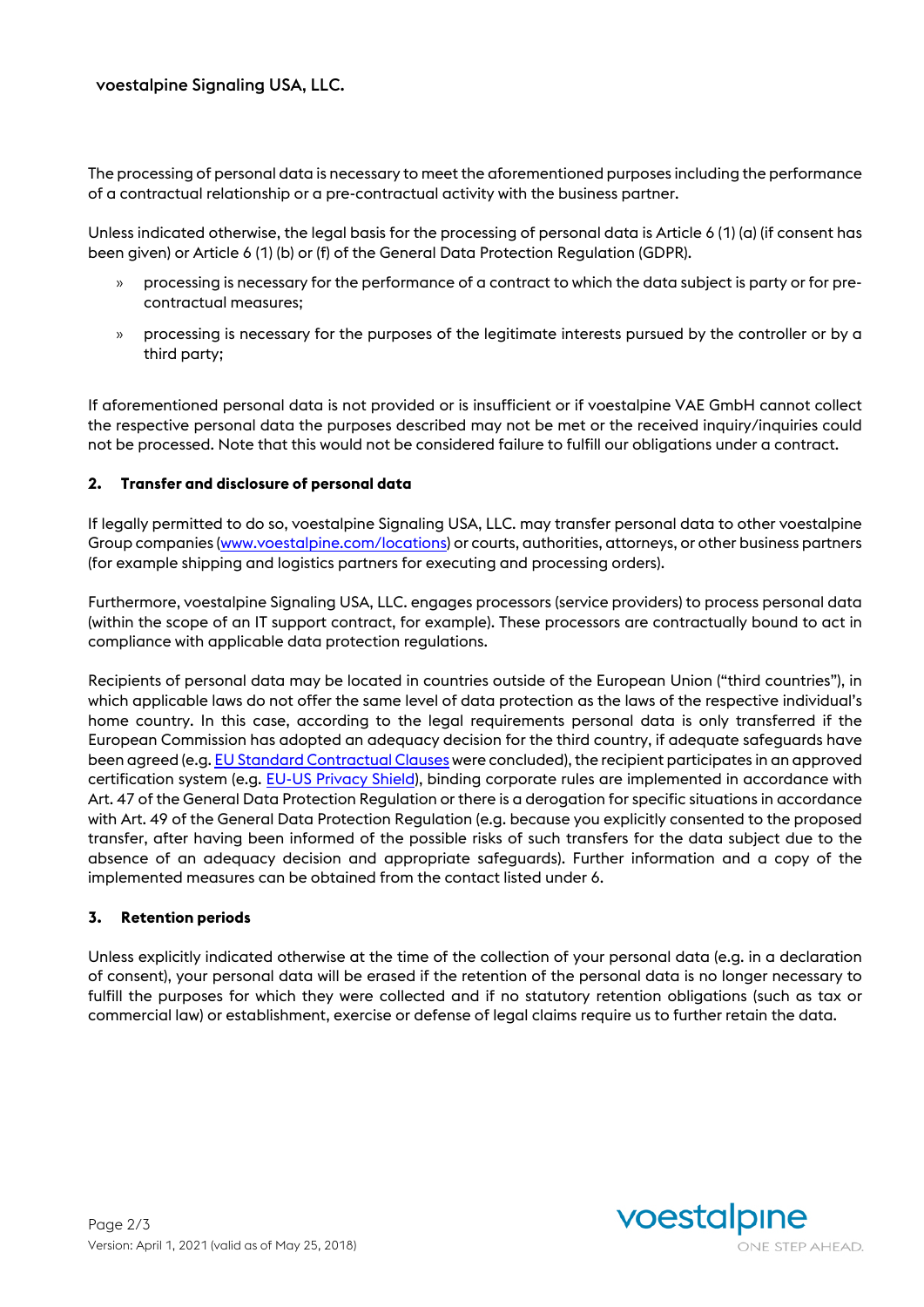The processing of personal data is necessary to meet the aforementioned purposes including the performance of a contractual relationship or a pre-contractual activity with the business partner.

Unless indicated otherwise, the legal basis for the processing of personal data is Article 6 (1) (a) (if consent has been given) or Article 6 (1) (b) or (f) of the General Data Protection Regulation (GDPR).

- processing is necessary for the performance of a contract to which the data subject is party or for pre-contractual measures;
- processing is necessary for the purposes of the legitimate interests pursued by the controller or by a third party;

If aforementioned personal data is not provided or is insufficient or if voestalpine VAE GmbH cannot collect the respective personal data the purposes described may not be met or the received inquiry/inquiries could not be processed. Note that this would not be considered failure to fulfill our obligations under a contract.

## 2. Transfer and disclosure of personal data

If legally permitted to do so, voestalpine Signaling USA, LLC. may transfer personal data to other voestalpine Group companies (www.voestalpine.com/locations) or courts, authorities, attorneys, or other business partners (for example shipping and logistics partners for executing and processing orders).

Furthermore, voestalpine Signaling USA, LLC. engages processors (service providers) to process personal data (within the scope of an IT support contract, for example). These processors are contractually bound to act in compliance with applicable data protection regulations.

Recipients of personal data may be located in countries outside of the European Union ("third countries"), in which applicable laws do not offer the same level of data protection as the laws of the respective individual's home country. In this case, according to the legal requirements personal data is only transferred if the European Commission has adopted an adequacy decision for the third country, if adequate safeguards have been agreed (e.g. EU Standard Contractual Clauses were concluded), the recipient participates in an approved certification system (e.g. EU-US Privacy Shield), binding corporate rules are implemented in accordance with Art. 47 of the General Data Protection Regulation or there is a derogation for specific situations in accordance with Art. 49 of the General Data Protection Regulation (e.g. because you explicitly consented to the proposed transfer, after having been informed of the possible risks of such transfers for the data subject due to the absence of an adequacy decision and appropriate safeguards). Further information and a copy of the implemented measures can be obtained from the contact listed under 6.

## 3. Retention periods

Unless explicitly indicated otherwise at the time of the collection of your personal data (e.g. in a declaration of consent), your personal data will be erased if the retention of the personal data is no longer necessary to fulfill the purposes for which they were collected and if no statutory retention obligations (such as tax or commercial law) or establishment, exercise or defense of legal claims require us to further retain the data.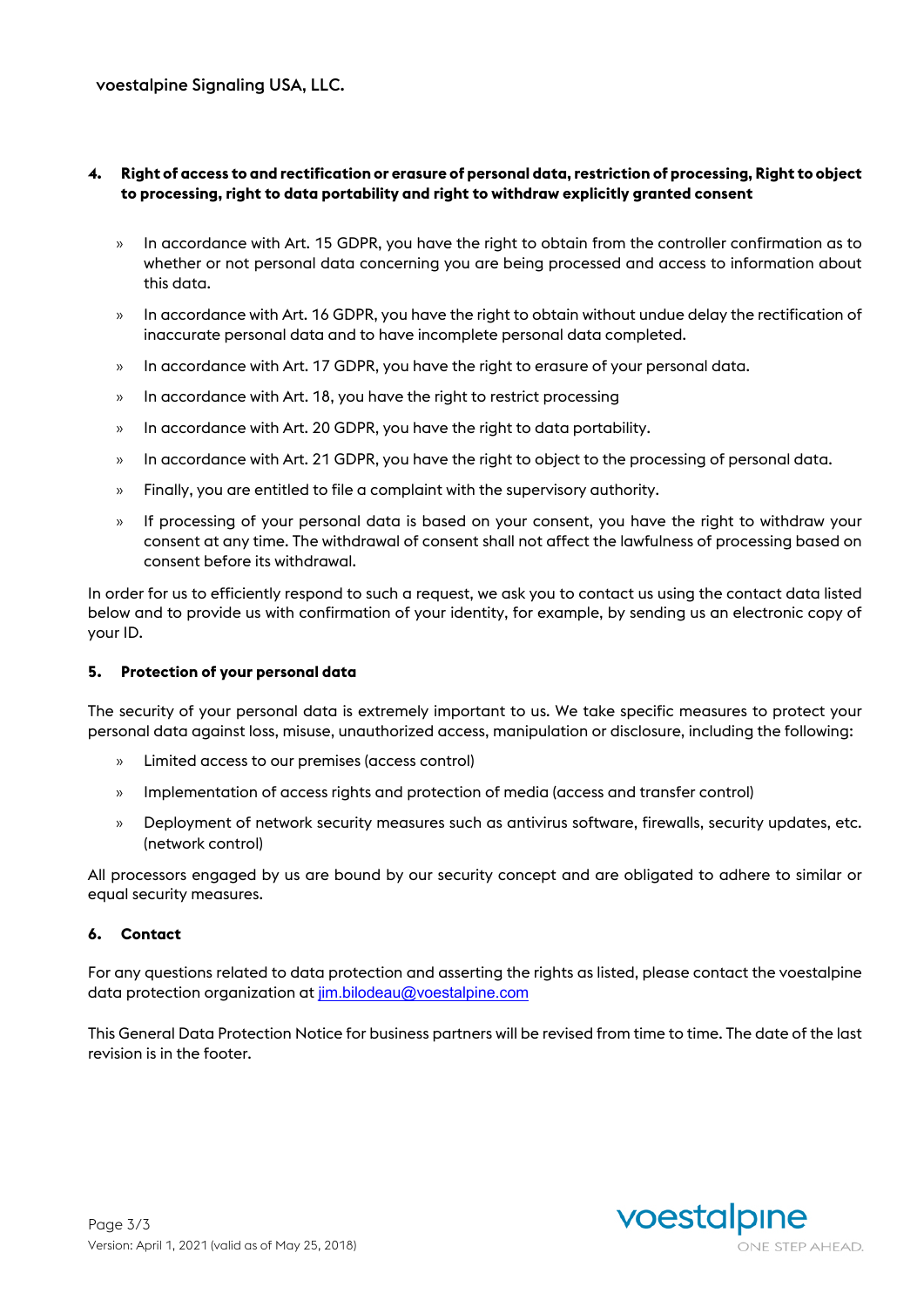## 4. Right of access to and rectification or erasure of personal data, restriction of processing, Right to object to processing, right to data portability and right to withdraw explicitly granted consent

- In accordance with Art. 15 GDPR, you have the right to obtain from the controller confirmation as to whether or not personal data concerning you are being processed and access to information about this data.
- In accordance with Art. 16 GDPR, you have the right to obtain without undue delay the rectification of inaccurate personal data and to have incomplete personal data completed.
- In accordance with Art. 17 GDPR, you have the right to erasure of your personal data.
- In accordance with Art. 18, you have the right to restrict processing
- In accordance with Art. 20 GDPR, you have the right to data portability.
- In accordance with Art. 21 GDPR, you have the right to object to the processing of personal data.
- Finally, you are entitled to file a complaint with the supervisory authority.
- If processing of your personal data is based on your consent, you have the right to withdraw your consent at any time. The withdrawal of consent shall not affect the lawfulness of processing based on consent before its withdrawal.

In order for us to efficiently respond to such a request, we ask you to contact us using the contact data listed below and to provide us with confirmation of your identity, for example, by sending us an electronic copy of your ID.

## 5. Protection of your personal data

The security of your personal data is extremely important to us. We take specific measures to protect your personal data against loss, misuse, unauthorized access, manipulation or disclosure, including the following:

- Limited access to our premises (access control)
- Implementation of access rights and protection of media (access and transfer control)
- Deployment of network security measures such as antivirus software, firewalls, security updates, etc. (network control)

All processors engaged by us are bound by our security concept and are obligated to adhere to similar or equal security measures.

## 6. Contact

For any questions related to data protection and asserting the rights as listed, please contact the voestalpine data protection organization at jim.bilodeau@voestalpine.com

This General Data Protection Notice for business partners will be revised from time to time. The date of the last revision is in the footer.

Version: April 1, 2021 (valid as of May 25, 2018)